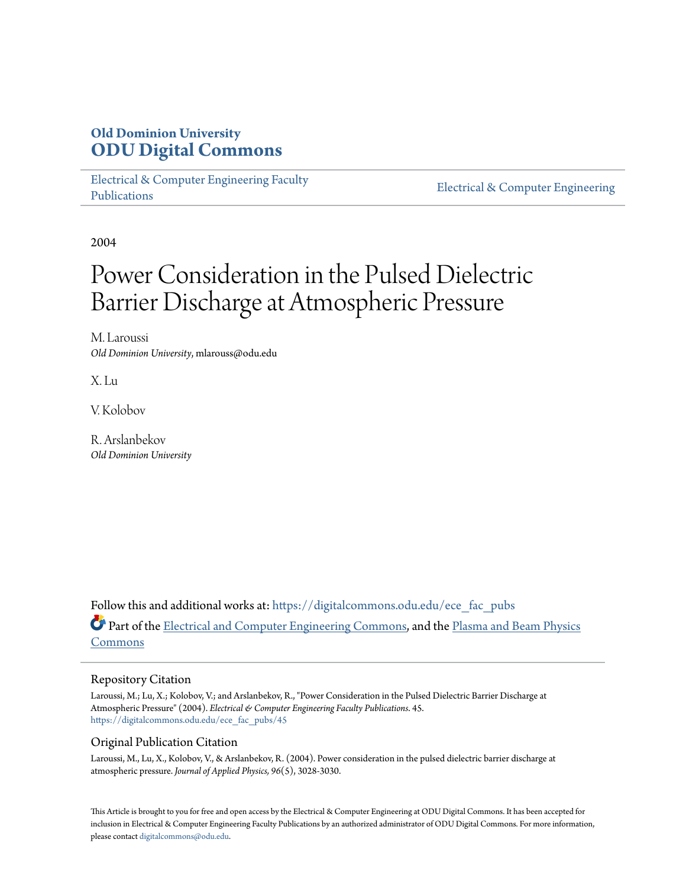Old Dominion University
# ODU Digital Commons

Electrical & Computer Engineering Faculty Publications

Electrical & Computer Engineering

2004

# Power Consideration in the Pulsed Dielectric Barrier Discharge at Atmospheric Pressure

M. Laroussi
*Old Dominion University*, mlarouss@odu.edu

X. Lu

V. Kolobov

R. Arslanbekov
*Old Dominion University*

Follow this and additional works at: https://digitalcommons.odu.edu/ece_fac_pubs

Part of the Electrical and Computer Engineering Commons, and the Plasma and Beam Physics Commons

## Repository Citation

Laroussi, M.; Lu, X.; Kolobov, V.; and Arslanbekov, R., "Power Consideration in the Pulsed Dielectric Barrier Discharge at Atmospheric Pressure" (2004). *Electrical & Computer Engineering Faculty Publications*. 45.
https://digitalcommons.odu.edu/ece_fac_pubs/45

## Original Publication Citation

Laroussi, M., Lu, X., Kolobov, V., & Arslanbekov, R. (2004). Power consideration in the pulsed dielectric barrier discharge at atmospheric pressure. *Journal of Applied Physics, 96*(5), 3028-3030.

This Article is brought to you for free and open access by the Electrical & Computer Engineering at ODU Digital Commons. It has been accepted for inclusion in Electrical & Computer Engineering Faculty Publications by an authorized administrator of ODU Digital Commons. For more information, please contact digitalcommons@odu.edu.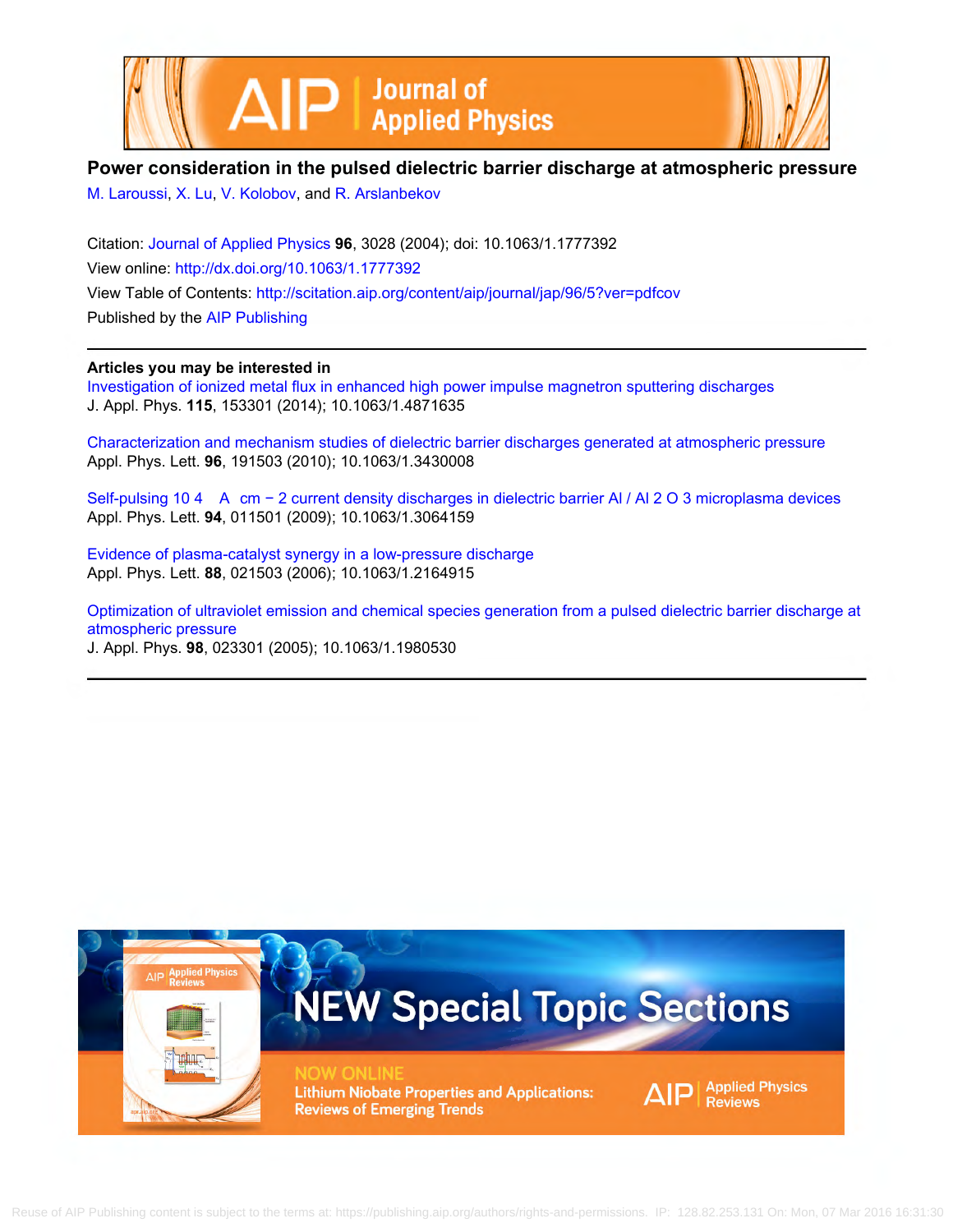# Power consideration in the pulsed dielectric barrier discharge at atmospheric pressure

M. Laroussi, X. Lu, V. Kolobov, and R. Arslanbekov

Citation: Journal of Applied Physics **96**, 3028 (2004); doi: 10.1063/1.1777392

View online: http://dx.doi.org/10.1063/1.1777392

View Table of Contents: http://scitation.aip.org/content/aip/journal/jap/96/5?ver=pdfcov

Published by the AIP Publishing

**Articles you may be interested in**

Investigation of ionized metal flux in enhanced high power impulse magnetron sputtering discharges
J. Appl. Phys. **115**, 153301 (2014); 10.1063/1.4871635

Characterization and mechanism studies of dielectric barrier discharges generated at atmospheric pressure
Appl. Phys. Lett. **96**, 191503 (2010); 10.1063/1.3430008

Self-pulsing $10^4$ A cm$^{-2}$ current density discharges in dielectric barrier Al / $Al_2O_3$ microplasma devices
Appl. Phys. Lett. **94**, 011501 (2009); 10.1063/1.3064159

Evidence of plasma-catalyst synergy in a low-pressure discharge
Appl. Phys. Lett. **88**, 021503 (2006); 10.1063/1.2164915

Optimization of ultraviolet emission and chemical species generation from a pulsed dielectric barrier discharge at atmospheric pressure
J. Appl. Phys. **98**, 023301 (2005); 10.1063/1.1980530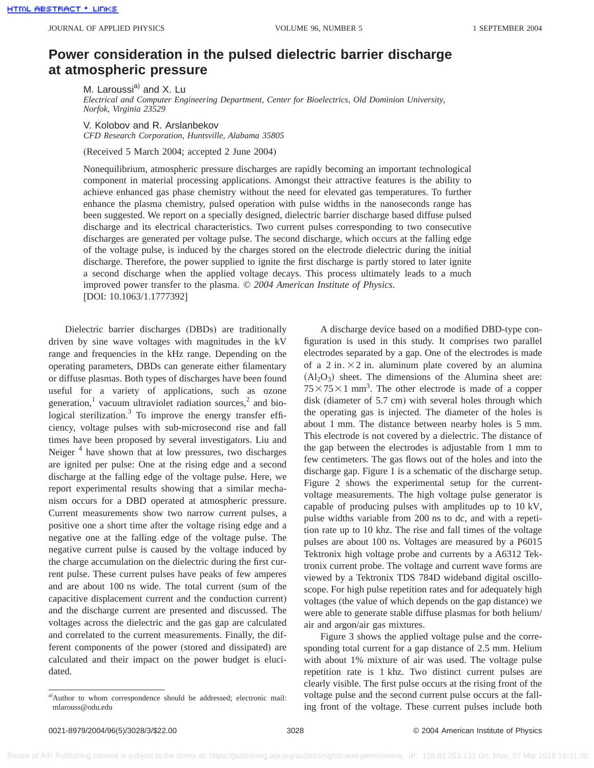# Power consideration in the pulsed dielectric barrier discharge at atmospheric pressure

M. Laroussi[a] and X. Lu

*Electrical and Computer Engineering Department, Center for Bioelectrics, Old Dominion University, Norfolk, Virginia 23529*

V. Kolobov and R. Arslanbekov

*CFD Research Corporation, Huntsville, Alabama 35805*

(Received 5 March 2004; accepted 2 June 2004)

Nonequilibrium, atmospheric pressure discharges are rapidly becoming an important technological component in material processing applications. Amongst their attractive features is the ability to achieve enhanced gas phase chemistry without the need for elevated gas temperatures. To further enhance the plasma chemistry, pulsed operation with pulse widths in the nanoseconds range has been suggested. We report on a specially designed, dielectric barrier discharge based diffuse pulsed discharge and its electrical characteristics. Two current pulses corresponding to two consecutive discharges are generated per voltage pulse. The second discharge, which occurs at the falling edge of the voltage pulse, is induced by the charges stored on the electrode dielectric during the initial discharge. Therefore, the power supplied to ignite the first discharge is partly stored to later ignite a second discharge when the applied voltage decays. This process ultimately leads to a much improved power transfer to the plasma. © *2004 American Institute of Physics.* [DOI: 10.1063/1.1777392]

Dielectric barrier discharges (DBDs) are traditionally driven by sine wave voltages with magnitudes in the kV range and frequencies in the kHz range. Depending on the operating parameters, DBDs can generate either filamentary or diffuse plasmas. Both types of discharges have been found useful for a variety of applications, such as ozone generation,[1] vacuum ultraviolet radiation sources,[2] and biological sterilization.[3] To improve the energy transfer efficiency, voltage pulses with sub-microsecond rise and fall times have been proposed by several investigators. Liu and Neiger [4] have shown that at low pressures, two discharges are ignited per pulse: One at the rising edge and a second discharge at the falling edge of the voltage pulse. Here, we report experimental results showing that a similar mechanism occurs for a DBD operated at atmospheric pressure. Current measurements show two narrow current pulses, a positive one a short time after the voltage rising edge and a negative one at the falling edge of the voltage pulse. The negative current pulse is caused by the voltage induced by the charge accumulation on the dielectric during the first current pulse. These current pulses have peaks of few amperes and are about 100 ns wide. The total current (sum of the capacitive displacement current and the conduction current) and the discharge current are presented and discussed. The voltages across the dielectric and the gas gap are calculated and correlated to the current measurements. Finally, the different components of the power (stored and dissipated) are calculated and their impact on the power budget is elucidated.

A discharge device based on a modified DBD-type configuration is used in this study. It comprises two parallel electrodes separated by a gap. One of the electrodes is made of a 2 in. × 2 in. aluminum plate covered by an alumina ($Al_2O_3$) sheet. The dimensions of the Alumina sheet are: $75 \times 75 \times 1$ mm$^3$. The other electrode is made of a copper disk (diameter of 5.7 cm) with several holes through which the operating gas is injected. The diameter of the holes is about 1 mm. The distance between nearby holes is 5 mm. This electrode is not covered by a dielectric. The distance of the gap between the electrodes is adjustable from 1 mm to few centimeters. The gas flows out of the holes and into the discharge gap. Figure 1 is a schematic of the discharge setup. Figure 2 shows the experimental setup for the current-voltage measurements. The high voltage pulse generator is capable of producing pulses with amplitudes up to 10 kV, pulse widths variable from 200 ns to dc, and with a repetition rate up to 10 khz. The rise and fall times of the voltage pulses are about 100 ns. Voltages are measured by a P6015 Tektronix high voltage probe and currents by a A6312 Tektronix current probe. The voltage and current wave forms are viewed by a Tektronix TDS 784D wideband digital oscilloscope. For high pulse repetition rates and for adequately high voltages (the value of which depends on the gap distance) we were able to generate stable diffuse plasmas for both helium/air and argon/air gas mixtures.

Figure 3 shows the applied voltage pulse and the corresponding total current for a gap distance of 2.5 mm. Helium with about 1% mixture of air was used. The voltage pulse repetition rate is 1 khz. Two distinct current pulses are clearly visible. The first pulse occurs at the rising front of the voltage pulse and the second current pulse occurs at the falling front of the voltage. These current pulses include both

[a]Author to whom correspondence should be addressed; electronic mail: mlarouss@odu.edu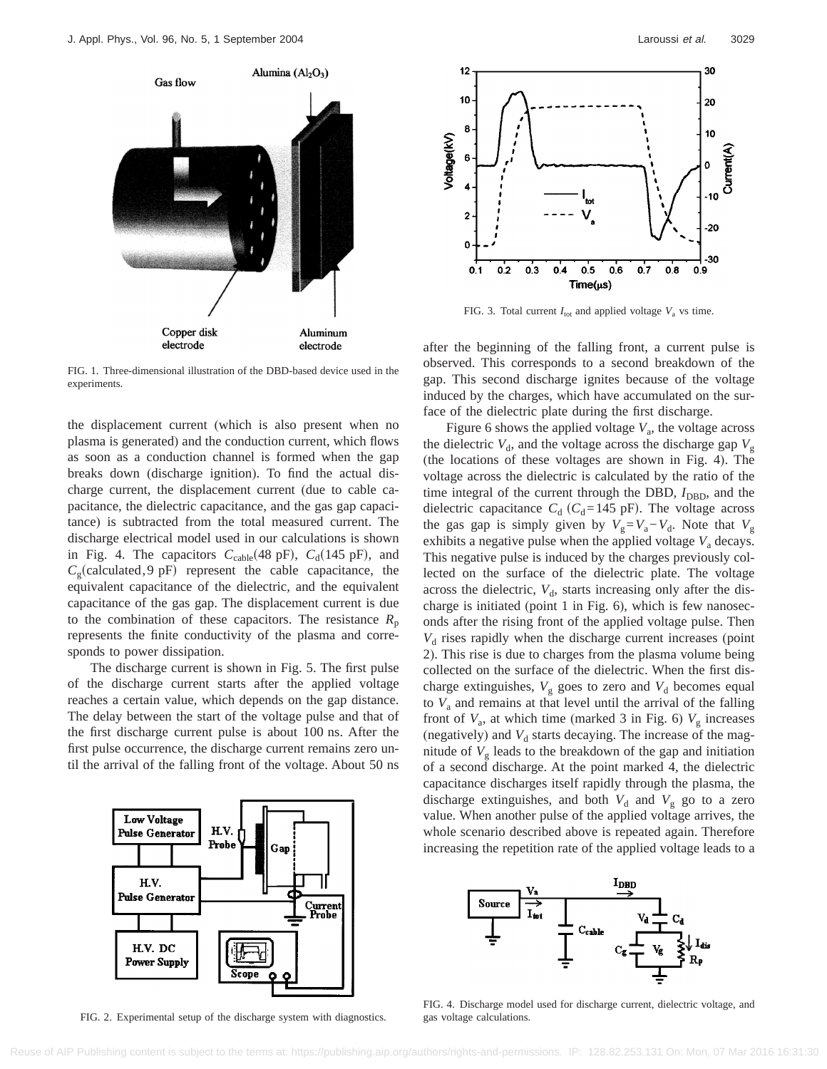FIG. 1. Three-dimensional illustration of the DBD-based device used in the experiments.

the displacement current (which is also present when no plasma is generated) and the conduction current, which flows as soon as a conduction channel is formed when the gap breaks down (discharge ignition). To find the actual discharge current, the displacement current (due to cable capacitance, the dielectric capacitance, and the gas gap capacitance) is subtracted from the total measured current. The discharge electrical model used in our calculations is shown in Fig. 4. The capacitors $C_{\rm cable}$(48 pF), $C_{\rm d}$(145 pF), and $C_{\rm g}$(calculated, 9 pF) represent the cable capacitance, the equivalent capacitance of the dielectric, and the equivalent capacitance of the gas gap. The displacement current is due to the combination of these capacitors. The resistance $R_{\rm p}$ represents the finite conductivity of the plasma and corresponds to power dissipation.

The discharge current is shown in Fig. 5. The first pulse of the discharge current starts after the applied voltage reaches a certain value, which depends on the gap distance. The delay between the start of the voltage pulse and that of the first discharge current pulse is about 100 ns. After the first pulse occurrence, the discharge current remains zero until the arrival of the falling front of the voltage. About 50 ns after the beginning of the falling front, a current pulse is observed. This corresponds to a second breakdown of the gap. This second discharge ignites because of the voltage induced by the charges, which have accumulated on the surface of the dielectric plate during the first discharge.

FIG. 2. Experimental setup of the discharge system with diagnostics.

FIG. 3. Total current $I_{\rm tot}$ and applied voltage $V_{\rm a}$ vs time.

Figure 6 shows the applied voltage $V_{\rm a}$, the voltage across the dielectric $V_{\rm d}$, and the voltage across the discharge gap $V_{\rm g}$ (the locations of these voltages are shown in Fig. 4). The voltage across the dielectric is calculated by the ratio of the time integral of the current through the DBD, $I_{\rm DBD}$, and the dielectric capacitance $C_{\rm d}$ ($C_{\rm d}$=145 pF). The voltage across the gas gap is simply given by $V_{\rm g}=V_{\rm a}-V_{\rm d}$. Note that $V_{\rm g}$ exhibits a negative pulse when the applied voltage $V_{\rm a}$ decays. This negative pulse is induced by the charges previously collected on the surface of the dielectric plate. The voltage across the dielectric, $V_{\rm d}$, starts increasing only after the discharge is initiated (point 1 in Fig. 6), which is few nanoseconds after the rising front of the applied voltage pulse. Then $V_{\rm d}$ rises rapidly when the discharge current increases (point 2). This rise is due to charges from the plasma volume being collected on the surface of the dielectric. When the first discharge extinguishes, $V_{\rm g}$ goes to zero and $V_{\rm d}$ becomes equal to $V_{\rm a}$ and remains at that level until the arrival of the falling front of $V_{\rm a}$, at which time (marked 3 in Fig. 6) $V_{\rm g}$ increases (negatively) and $V_{\rm d}$ starts decaying. The increase of the magnitude of $V_{\rm g}$ leads to the breakdown of the gap and initiation of a second discharge. At the point marked 4, the dielectric capacitance discharges itself rapidly through the plasma, the discharge extinguishes, and both $V_{\rm d}$ and $V_{\rm g}$ go to a zero value. When another pulse of the applied voltage arrives, the whole scenario described above is repeated again. Therefore increasing the repetition rate of the applied voltage leads to a

FIG. 4. Discharge model used for discharge current, dielectric voltage, and gas voltage calculations.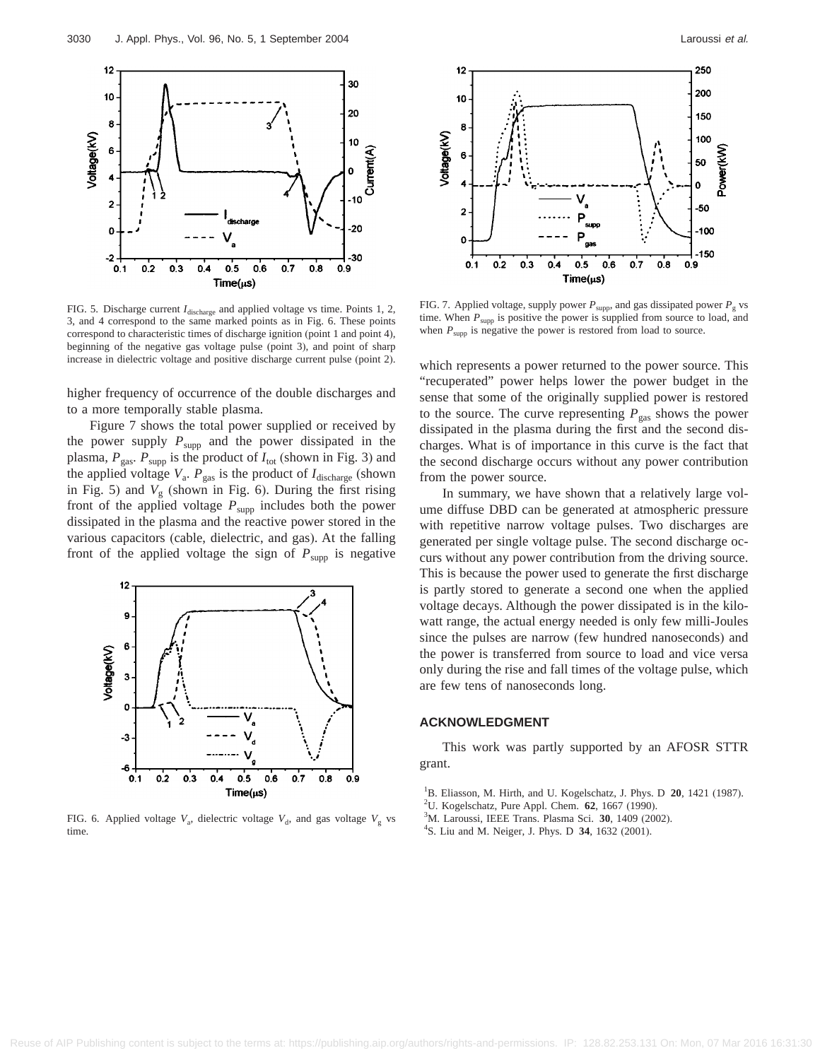12
10
8
6
4
2
0
-2
Voltage(kV)
30
20
10
0
-10
-20
-30
Current(A)
0.1 0.2 0.3 0.4 0.5 0.6 0.7 0.8 0.9
Time(μs)
1 2 3 4
$I_{discharge}$
$V_a$

FIG. 5. Discharge current $I_{discharge}$ and applied voltage vs time. Points 1, 2, 3, and 4 correspond to the same marked points as in Fig. 6. These points correspond to characteristic times of discharge ignition (point 1 and point 4), beginning of the negative gas voltage pulse (point 3), and point of sharp increase in dielectric voltage and positive discharge current pulse (point 2).

higher frequency of occurrence of the double discharges and to a more temporally stable plasma.

Figure 7 shows the total power supplied or received by the power supply $P_{supp}$ and the power dissipated in the plasma, $P_{gas}$. $P_{supp}$ is the product of $I_{tot}$ (shown in Fig. 3) and the applied voltage $V_a$. $P_{gas}$ is the product of $I_{discharge}$ (shown in Fig. 5) and $V_g$ (shown in Fig. 6). During the first rising front of the applied voltage $P_{supp}$ includes both the power dissipated in the plasma and the reactive power stored in the various capacitors (cable, dielectric, and gas). At the falling front of the applied voltage the sign of $P_{supp}$ is negative which represents a power returned to the power source. This "recuperated" power helps lower the power budget in the sense that some of the originally supplied power is restored to the source. The curve representing $P_{gas}$ shows the power dissipated in the plasma during the first and the second discharges. What is of importance in this curve is the fact that the second discharge occurs without any power contribution from the power source.

12
9
6
3
0
-3
-6
Voltage(kV)
0.1 0.2 0.3 0.4 0.5 0.6 0.7 0.8 0.9
Time(μs)
1 2 3 4
$V_a$
$V_d$
$V_g$

FIG. 6. Applied voltage $V_a$, dielectric voltage $V_d$, and gas voltage $V_g$ vs time.

12
10
8
6
4
2
0
Voltage(kV)
250
200
150
100
50
0
-50
-100
-150
Power(kW)
0.1 0.2 0.3 0.4 0.5 0.6 0.7 0.8 0.9
Time(μs)
$V_a$
$P_{supp}$
$P_{gas}$

FIG. 7. Applied voltage, supply power $P_{supp}$, and gas dissipated power $P_g$ vs time. When $P_{supp}$ is positive the power is supplied from source to load, and when $P_{supp}$ is negative the power is restored from load to source.

In summary, we have shown that a relatively large volume diffuse DBD can be generated at atmospheric pressure with repetitive narrow voltage pulses. Two discharges are generated per single voltage pulse. The second discharge occurs without any power contribution from the driving source. This is because the power used to generate the first discharge is partly stored to generate a second one when the applied voltage decays. Although the power dissipated is in the kilowatt range, the actual energy needed is only few milli-Joules since the pulses are narrow (few hundred nanoseconds) and the power is transferred from source to load and vice versa only during the rise and fall times of the voltage pulse, which are few tens of nanoseconds long.

## ACKNOWLEDGMENT

This work was partly supported by an AFOSR STTR grant.

[1] B. Eliasson, M. Hirth, and U. Kogelschatz, J. Phys. D **20**, 1421 (1987).
[2] U. Kogelschatz, Pure Appl. Chem. **62**, 1667 (1990).
[3] M. Laroussi, IEEE Trans. Plasma Sci. **30**, 1409 (2002).
[4] S. Liu and M. Neiger, J. Phys. D **34**, 1632 (2001).